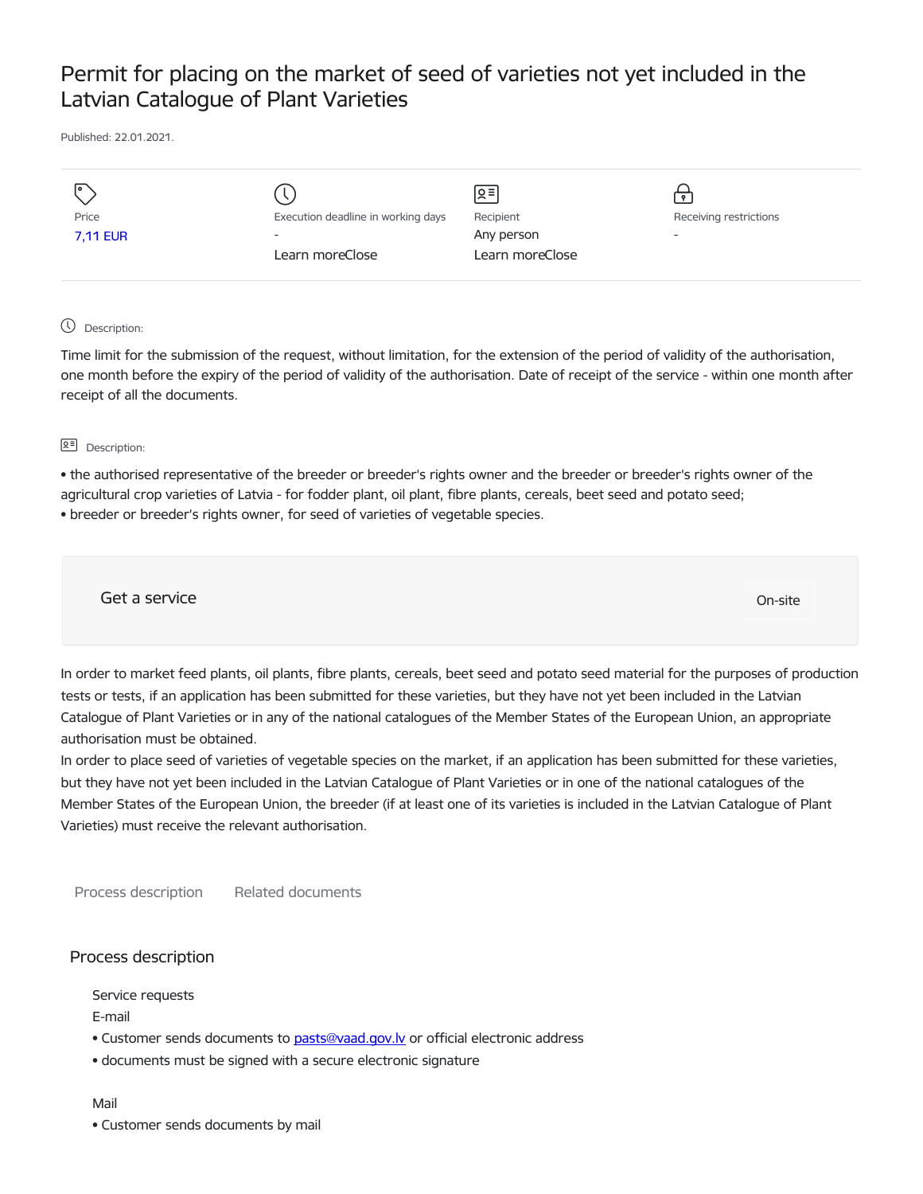# Permit for placing on the market of seed of varieties not yet included in the Latvian Catalogue of Plant Varieties

Published: 22.01.2021.

| Price | Execution deadline in working days | Recipient | Receiving restrictions |
|---|---|---|---|
| 7,11 EUR | - | Any person | - |
| | Learn moreClose | Learn moreClose | |

Description:

Time limit for the submission of the request, without limitation, for the extension of the period of validity of the authorisation, one month before the expiry of the period of validity of the authorisation. Date of receipt of the service - within one month after receipt of all the documents.

Description:

- the authorised representative of the breeder or breeder's rights owner and the breeder or breeder's rights owner of the agricultural crop varieties of Latvia - for fodder plant, oil plant, fibre plants, cereals, beet seed and potato seed;
- breeder or breeder's rights owner, for seed of varieties of vegetable species.

Get a service

On-site

In order to market feed plants, oil plants, fibre plants, cereals, beet seed and potato seed material for the purposes of production tests or tests, if an application has been submitted for these varieties, but they have not yet been included in the Latvian Catalogue of Plant Varieties or in any of the national catalogues of the Member States of the European Union, an appropriate authorisation must be obtained.

In order to place seed of varieties of vegetable species on the market, if an application has been submitted for these varieties, but they have not yet been included in the Latvian Catalogue of Plant Varieties or in one of the national catalogues of the Member States of the European Union, the breeder (if at least one of its varieties is included in the Latvian Catalogue of Plant Varieties) must receive the relevant authorisation.

Process description    Related documents

## Process description

Service requests

E-mail

- Customer sends documents to pasts@vaad.gov.lv or official electronic address
- documents must be signed with a secure electronic signature

Mail

- Customer sends documents by mail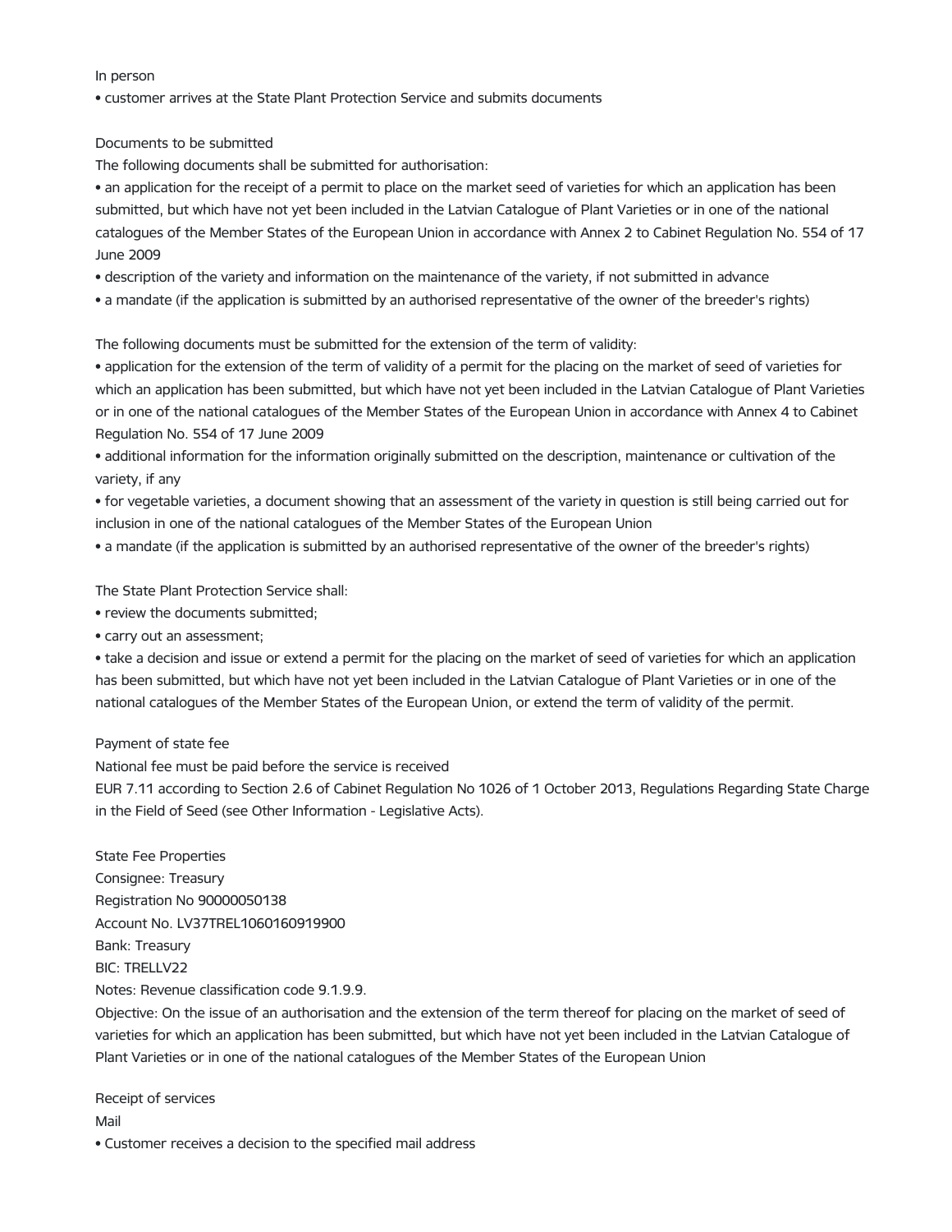In person

- customer arrives at the State Plant Protection Service and submits documents

Documents to be submitted

The following documents shall be submitted for authorisation:

- an application for the receipt of a permit to place on the market seed of varieties for which an application has been submitted, but which have not yet been included in the Latvian Catalogue of Plant Varieties or in one of the national catalogues of the Member States of the European Union in accordance with Annex 2 to Cabinet Regulation No. 554 of 17 June 2009
- description of the variety and information on the maintenance of the variety, if not submitted in advance
- a mandate (if the application is submitted by an authorised representative of the owner of the breeder's rights)

The following documents must be submitted for the extension of the term of validity:

- application for the extension of the term of validity of a permit for the placing on the market of seed of varieties for which an application has been submitted, but which have not yet been included in the Latvian Catalogue of Plant Varieties or in one of the national catalogues of the Member States of the European Union in accordance with Annex 4 to Cabinet Regulation No. 554 of 17 June 2009
- additional information for the information originally submitted on the description, maintenance or cultivation of the variety, if any
- for vegetable varieties, a document showing that an assessment of the variety in question is still being carried out for inclusion in one of the national catalogues of the Member States of the European Union
- a mandate (if the application is submitted by an authorised representative of the owner of the breeder's rights)

The State Plant Protection Service shall:

- review the documents submitted;
- carry out an assessment;
- take a decision and issue or extend a permit for the placing on the market of seed of varieties for which an application has been submitted, but which have not yet been included in the Latvian Catalogue of Plant Varieties or in one of the national catalogues of the Member States of the European Union, or extend the term of validity of the permit.

Payment of state fee

National fee must be paid before the service is received

EUR 7.11 according to Section 2.6 of Cabinet Regulation No 1026 of 1 October 2013, Regulations Regarding State Charge in the Field of Seed (see Other Information - Legislative Acts).

State Fee Properties

Consignee: Treasury

Registration No 90000050138

Account No. LV37TREL1060160919900

Bank: Treasury

BIC: TRELLV22

Notes: Revenue classification code 9.1.9.9.

Objective: On the issue of an authorisation and the extension of the term thereof for placing on the market of seed of varieties for which an application has been submitted, but which have not yet been included in the Latvian Catalogue of Plant Varieties or in one of the national catalogues of the Member States of the European Union

Receipt of services

Mail

- Customer receives a decision to the specified mail address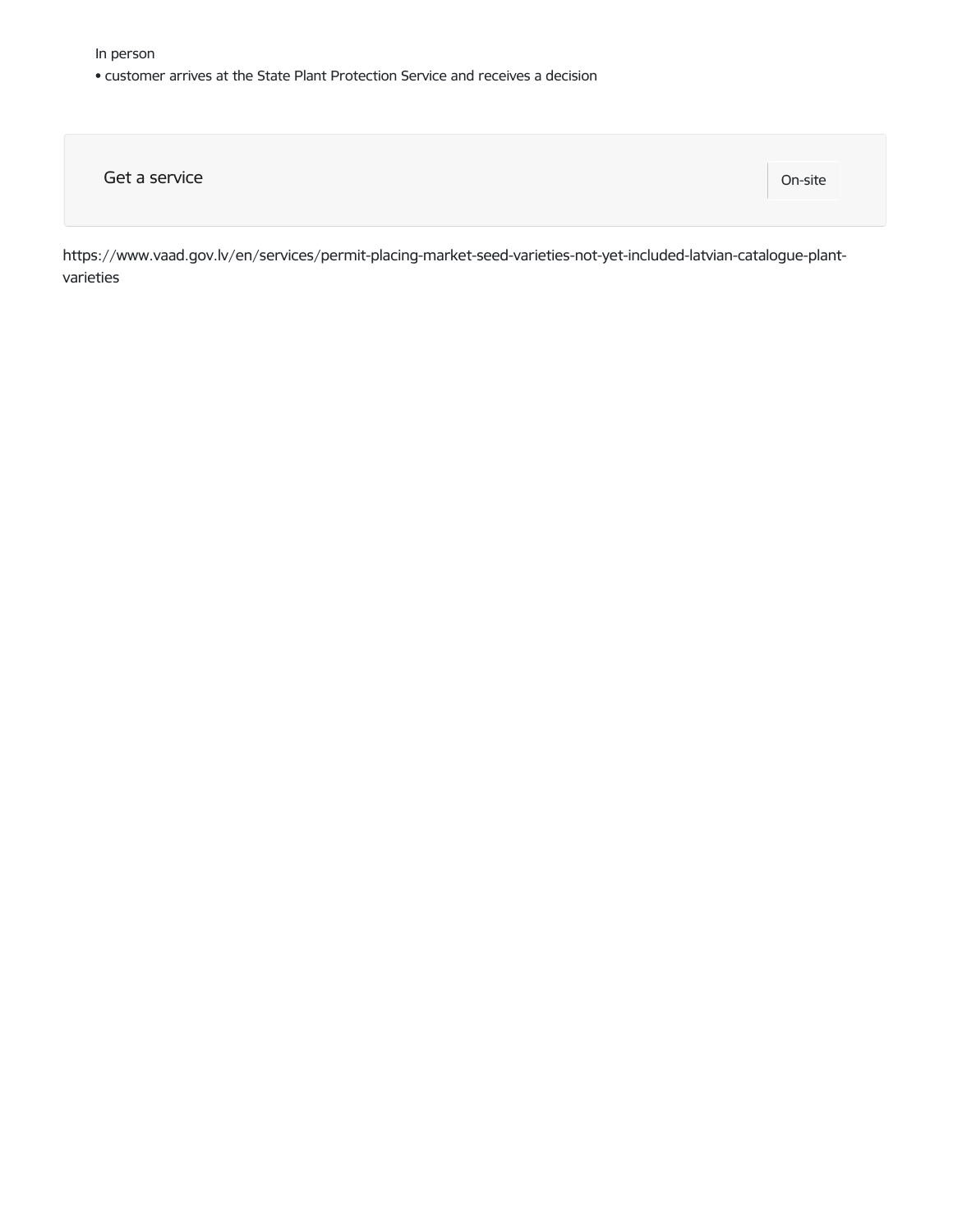In person

- customer arrives at the State Plant Protection Service and receives a decision

Get a service

On-site

https://www.vaad.gov.lv/en/services/permit-placing-market-seed-varieties-not-yet-included-latvian-catalogue-plant-varieties